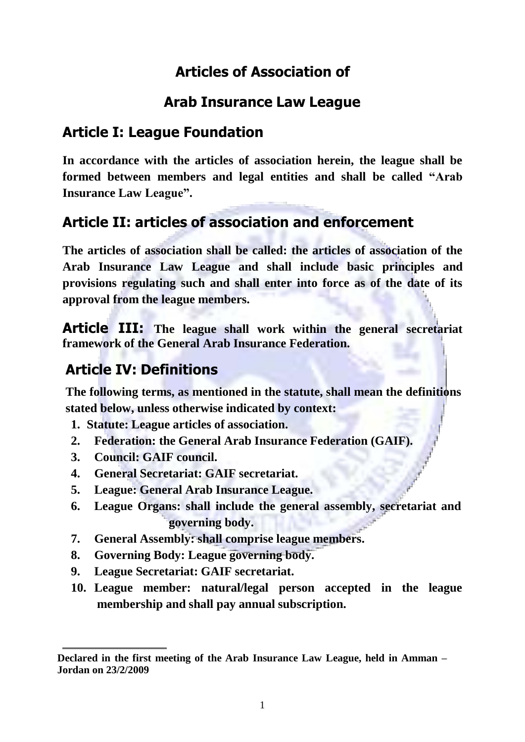# Articles of Association of

# Arab Insurance Law League

## Article I: League Foundation

**In accordance with the articles of association herein, the league shall be formed between members and legal entities and shall be called "Arab Insurance Law League".**

## Article II: articles of association and enforcement

**The articles of association shall be called: the articles of association of the Arab Insurance Law League and shall include basic principles and provisions regulating such and shall enter into force as of the date of its approval from the league members.**

**Article III: The league shall work within the general secretariat framework of the General Arab Insurance Federation.**

## Article IV: Definitions

**The following terms, as mentioned in the statute, shall mean the definitions stated below, unless otherwise indicated by context:**

1. **Statute: League articles of association.**
2. **Federation: the General Arab Insurance Federation (GAIF).**
3. **Council: GAIF council.**
4. **General Secretariat: GAIF secretariat.**
5. **League: General Arab Insurance League.**
6. **League Organs: shall include the general assembly, secretariat and governing body.**
7. **General Assembly: shall comprise league members.**
8. **Governing Body: League governing body.**
9. **League Secretariat: GAIF secretariat.**
10. **League member: natural/legal person accepted in the league membership and shall pay annual subscription.**

---

**Declared in the first meeting of the Arab Insurance Law League, held in Amman – Jordan on 23/2/2009**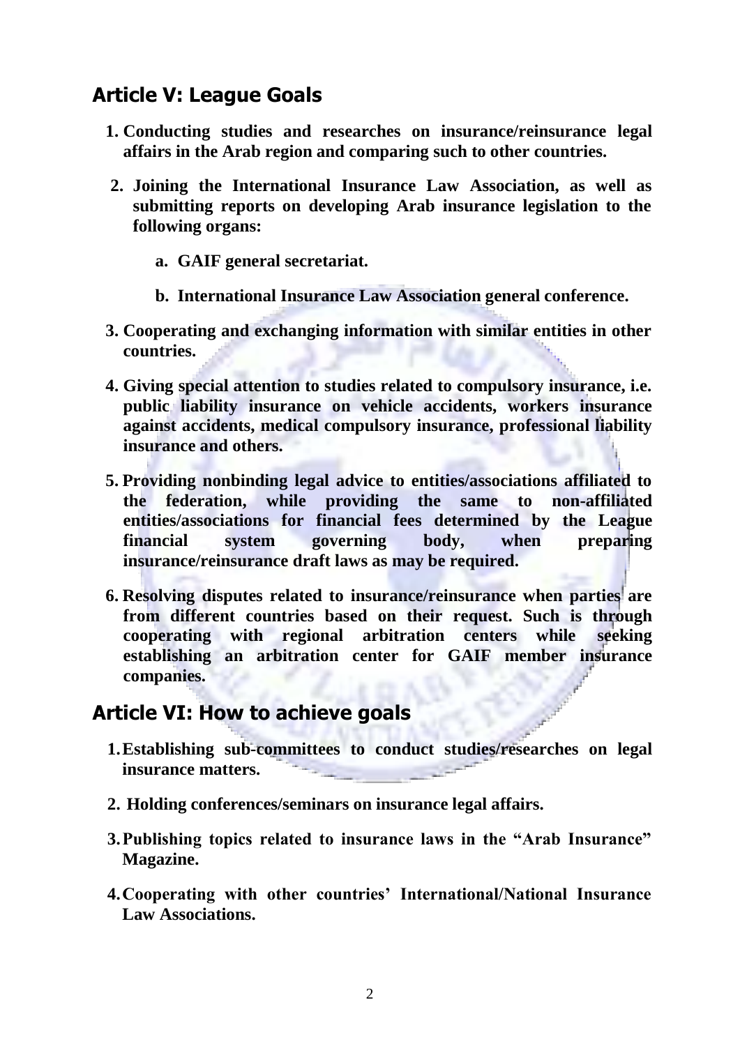## Article V: League Goals

1. **Conducting studies and researches on insurance/reinsurance legal affairs in the Arab region and comparing such to other countries.**
2. **Joining the International Insurance Law Association, as well as submitting reports on developing Arab insurance legislation to the following organs:**
   a. **GAIF general secretariat.**
   b. **International Insurance Law Association general conference.**
3. **Cooperating and exchanging information with similar entities in other countries.**
4. **Giving special attention to studies related to compulsory insurance, i.e. public liability insurance on vehicle accidents, workers insurance against accidents, medical compulsory insurance, professional liability insurance and others.**
5. **Providing nonbinding legal advice to entities/associations affiliated to the federation, while providing the same to non-affiliated entities/associations for financial fees determined by the League financial system governing body, when preparing insurance/reinsurance draft laws as may be required.**
6. **Resolving disputes related to insurance/reinsurance when parties are from different countries based on their request. Such is through cooperating with regional arbitration centers while seeking establishing an arbitration center for GAIF member insurance companies.**

## Article VI: How to achieve goals

1. **Establishing sub-committees to conduct studies/researches on legal insurance matters.**
2. **Holding conferences/seminars on insurance legal affairs.**
3. **Publishing topics related to insurance laws in the "Arab Insurance" Magazine.**
4. **Cooperating with other countries' International/National Insurance Law Associations.**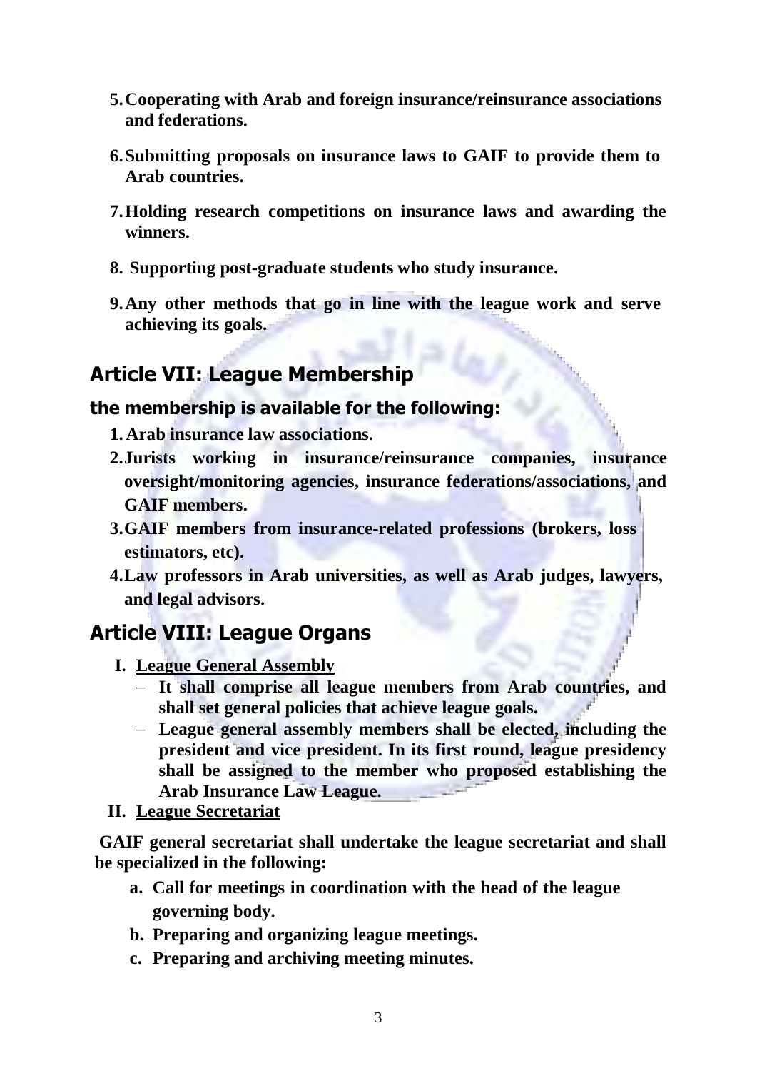5. **Cooperating with Arab and foreign insurance/reinsurance associations and federations.**
6. **Submitting proposals on insurance laws to GAIF to provide them to Arab countries.**
7. **Holding research competitions on insurance laws and awarding the winners.**
8. **Supporting post-graduate students who study insurance.**
9. **Any other methods that go in line with the league work and serve achieving its goals.**

## Article VII: League Membership

### the membership is available for the following:

1. **Arab insurance law associations.**
2. **Jurists working in insurance/reinsurance companies, insurance oversight/monitoring agencies, insurance federations/associations, and GAIF members.**
3. **GAIF members from insurance-related professions (brokers, loss estimators, etc).**
4. **Law professors in Arab universities, as well as Arab judges, lawyers, and legal advisors.**

## Article VIII: League Organs

**I. League General Assembly**

- **It shall comprise all league members from Arab countries, and shall set general policies that achieve league goals.**
- **League general assembly members shall be elected, including the president and vice president. In its first round, league presidency shall be assigned to the member who proposed establishing the Arab Insurance Law League.**

**II. League Secretariat**

**GAIF general secretariat shall undertake the league secretariat and shall be specialized in the following:**

a. **Call for meetings in coordination with the head of the league governing body.**
b. **Preparing and organizing league meetings.**
c. **Preparing and archiving meeting minutes.**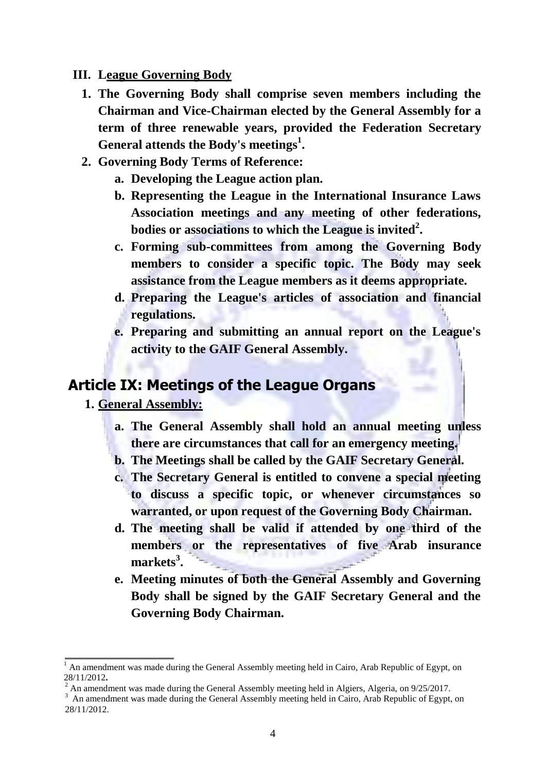**III. League Governing Body**

1. **The Governing Body shall comprise seven members including the Chairman and Vice-Chairman elected by the General Assembly for a term of three renewable years, provided the Federation Secretary General attends the Body's meetings[1].**
2. **Governing Body Terms of Reference:**
    a. **Developing the League action plan.**
    b. **Representing the League in the International Insurance Laws Association meetings and any meeting of other federations, bodies or associations to which the League is invited[2].**
    c. **Forming sub-committees from among the Governing Body members to consider a specific topic. The Body may seek assistance from the League members as it deems appropriate.**
    d. **Preparing the League's articles of association and financial regulations.**
    e. **Preparing and submitting an annual report on the League's activity to the GAIF General Assembly.**

## Article IX: Meetings of the League Organs

1. **General Assembly:**
    a. **The General Assembly shall hold an annual meeting unless there are circumstances that call for an emergency meeting.**
    b. **The Meetings shall be called by the GAIF Secretary General.**
    c. **The Secretary General is entitled to convene a special meeting to discuss a specific topic, or whenever circumstances so warranted, or upon request of the Governing Body Chairman.**
    d. **The meeting shall be valid if attended by one third of the members or the representatives of five Arab insurance markets[3].**
    e. **Meeting minutes of both the General Assembly and Governing Body shall be signed by the GAIF Secretary General and the Governing Body Chairman.**

---

[1] An amendment was made during the General Assembly meeting held in Cairo, Arab Republic of Egypt, on 28/11/2012.

[2] An amendment was made during the General Assembly meeting held in Algiers, Algeria, on 9/25/2017.

[3] An amendment was made during the General Assembly meeting held in Cairo, Arab Republic of Egypt, on 28/11/2012.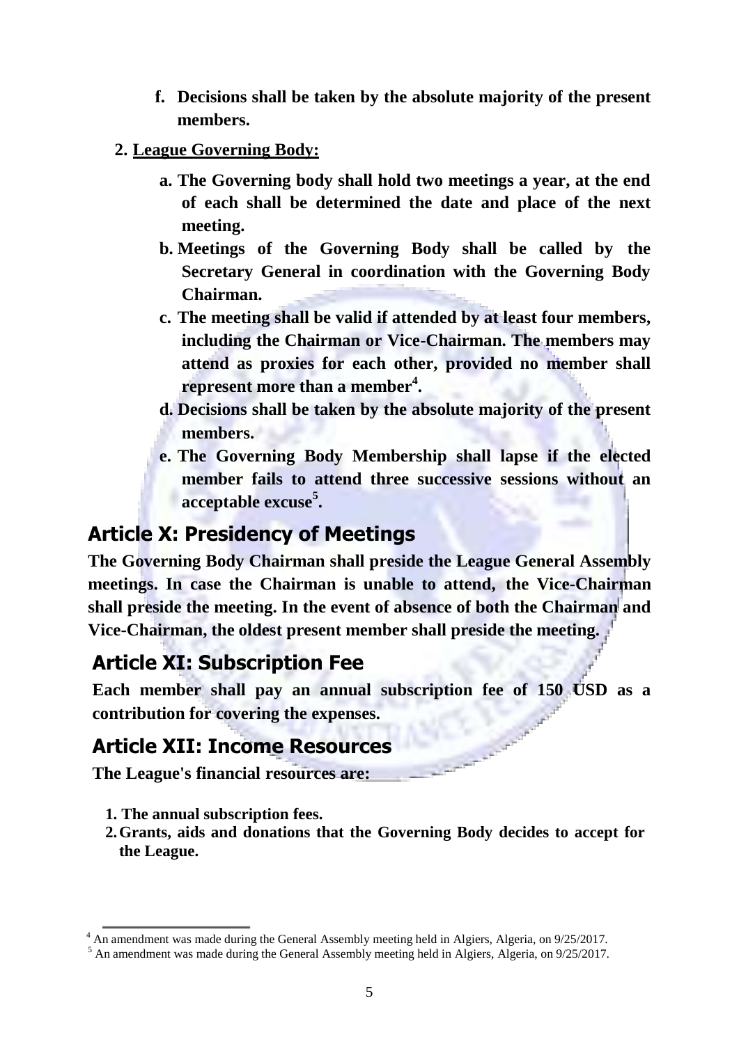f. **Decisions shall be taken by the absolute majority of the present members.**

2. **League Governing Body:**

   a. **The Governing body shall hold two meetings a year, at the end of each shall be determined the date and place of the next meeting.**

   b. **Meetings of the Governing Body shall be called by the Secretary General in coordination with the Governing Body Chairman.**

   c. **The meeting shall be valid if attended by at least four members, including the Chairman or Vice-Chairman. The members may attend as proxies for each other, provided no member shall represent more than a member[4].**

   d. **Decisions shall be taken by the absolute majority of the present members.**

   e. **The Governing Body Membership shall lapse if the elected member fails to attend three successive sessions without an acceptable excuse[5].**

## Article X: Presidency of Meetings

**The Governing Body Chairman shall preside the League General Assembly meetings. In case the Chairman is unable to attend, the Vice-Chairman shall preside the meeting. In the event of absence of both the Chairman and Vice-Chairman, the oldest present member shall preside the meeting.**

## Article XI: Subscription Fee

**Each member shall pay an annual subscription fee of 150 USD as a contribution for covering the expenses.**

## Article XII: Income Resources

**The League's financial resources are:**

1. **The annual subscription fees.**
2. **Grants, aids and donations that the Governing Body decides to accept for the League.**

---

[4] An amendment was made during the General Assembly meeting held in Algiers, Algeria, on 9/25/2017.

[5] An amendment was made during the General Assembly meeting held in Algiers, Algeria, on 9/25/2017.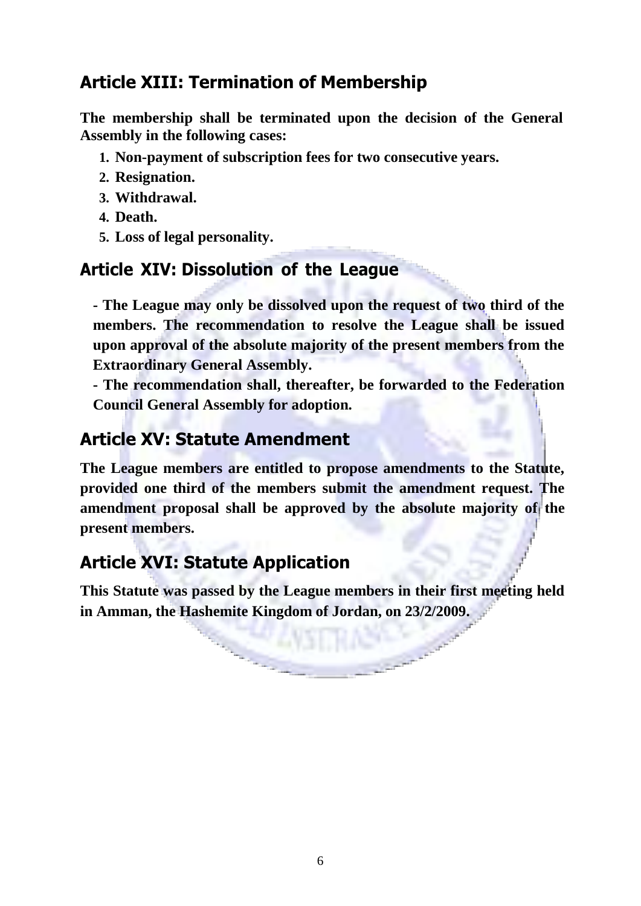## Article XIII: Termination of Membership

**The membership shall be terminated upon the decision of the General Assembly in the following cases:**

1. **Non-payment of subscription fees for two consecutive years.**
2. **Resignation.**
3. **Withdrawal.**
4. **Death.**
5. **Loss of legal personality.**

## Article XIV: Dissolution of the League

**- The League may only be dissolved upon the request of two third of the members. The recommendation to resolve the League shall be issued upon approval of the absolute majority of the present members from the Extraordinary General Assembly.**

**- The recommendation shall, thereafter, be forwarded to the Federation Council General Assembly for adoption.**

## Article XV: Statute Amendment

**The League members are entitled to propose amendments to the Statute, provided one third of the members submit the amendment request. The amendment proposal shall be approved by the absolute majority of the present members.**

## Article XVI: Statute Application

**This Statute was passed by the League members in their first meeting held in Amman, the Hashemite Kingdom of Jordan, on 23/2/2009.**